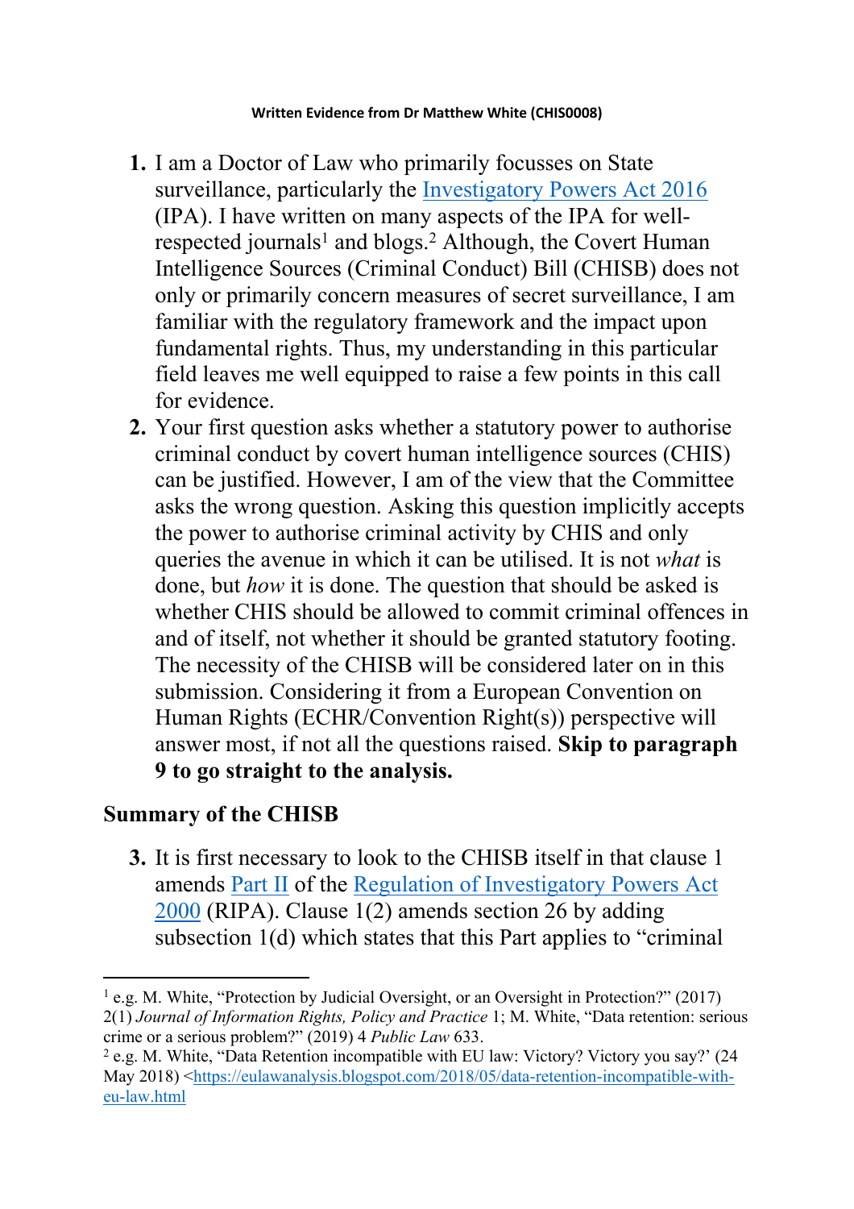**Written Evidence from Dr Matthew White (CHIS0008)**

1. I am a Doctor of Law who primarily focusses on State surveillance, particularly the [Investigatory Powers Act 2016](#) (IPA). I have written on many aspects of the IPA for well-respected journals[1] and blogs.[2] Although, the Covert Human Intelligence Sources (Criminal Conduct) Bill (CHISB) does not only or primarily concern measures of secret surveillance, I am familiar with the regulatory framework and the impact upon fundamental rights. Thus, my understanding in this particular field leaves me well equipped to raise a few points in this call for evidence.
2. Your first question asks whether a statutory power to authorise criminal conduct by covert human intelligence sources (CHIS) can be justified. However, I am of the view that the Committee asks the wrong question. Asking this question implicitly accepts the power to authorise criminal activity by CHIS and only queries the avenue in which it can be utilised. It is not *what* is done, but *how* it is done. The question that should be asked is whether CHIS should be allowed to commit criminal offences in and of itself, not whether it should be granted statutory footing. The necessity of the CHISB will be considered later on in this submission. Considering it from a European Convention on Human Rights (ECHR/Convention Right(s)) perspective will answer most, if not all the questions raised. **Skip to paragraph 9 to go straight to the analysis.**

## Summary of the CHISB

3. It is first necessary to look to the CHISB itself in that clause 1 amends [Part II](#) of the [Regulation of Investigatory Powers Act 2000](#) (RIPA). Clause 1(2) amends section 26 by adding subsection 1(d) which states that this Part applies to "criminal

---

[1] e.g. M. White, "Protection by Judicial Oversight, or an Oversight in Protection?" (2017) 2(1) *Journal of Information Rights, Policy and Practice* 1; M. White, "Data retention: serious crime or a serious problem?" (2019) 4 *Public Law* 633.

[2] e.g. M. White, "Data Retention incompatible with EU law: Victory? Victory you say?' (24 May 2018) <https://eulawanalysis.blogspot.com/2018/05/data-retention-incompatible-with-eu-law.html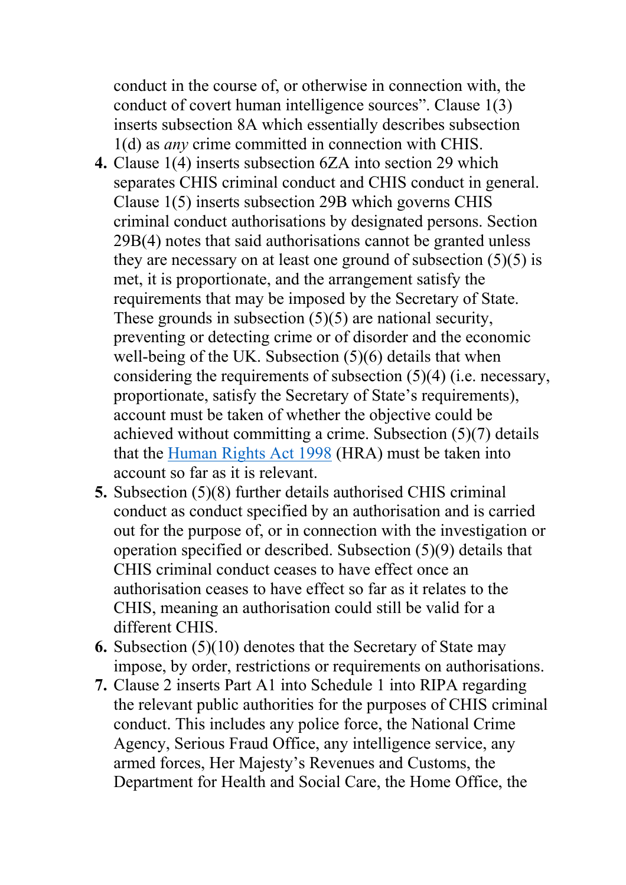conduct in the course of, or otherwise in connection with, the conduct of covert human intelligence sources". Clause 1(3) inserts subsection 8A which essentially describes subsection 1(d) as *any* crime committed in connection with CHIS.

4. Clause 1(4) inserts subsection 6ZA into section 29 which separates CHIS criminal conduct and CHIS conduct in general. Clause 1(5) inserts subsection 29B which governs CHIS criminal conduct authorisations by designated persons. Section 29B(4) notes that said authorisations cannot be granted unless they are necessary on at least one ground of subsection (5)(5) is met, it is proportionate, and the arrangement satisfy the requirements that may be imposed by the Secretary of State. These grounds in subsection (5)(5) are national security, preventing or detecting crime or of disorder and the economic well-being of the UK. Subsection (5)(6) details that when considering the requirements of subsection (5)(4) (i.e. necessary, proportionate, satisfy the Secretary of State's requirements), account must be taken of whether the objective could be achieved without committing a crime. Subsection (5)(7) details that the Human Rights Act 1998 (HRA) must be taken into account so far as it is relevant.
5. Subsection (5)(8) further details authorised CHIS criminal conduct as conduct specified by an authorisation and is carried out for the purpose of, or in connection with the investigation or operation specified or described. Subsection (5)(9) details that CHIS criminal conduct ceases to have effect once an authorisation ceases to have effect so far as it relates to the CHIS, meaning an authorisation could still be valid for a different CHIS.
6. Subsection (5)(10) denotes that the Secretary of State may impose, by order, restrictions or requirements on authorisations.
7. Clause 2 inserts Part A1 into Schedule 1 into RIPA regarding the relevant public authorities for the purposes of CHIS criminal conduct. This includes any police force, the National Crime Agency, Serious Fraud Office, any intelligence service, any armed forces, Her Majesty's Revenues and Customs, the Department for Health and Social Care, the Home Office, the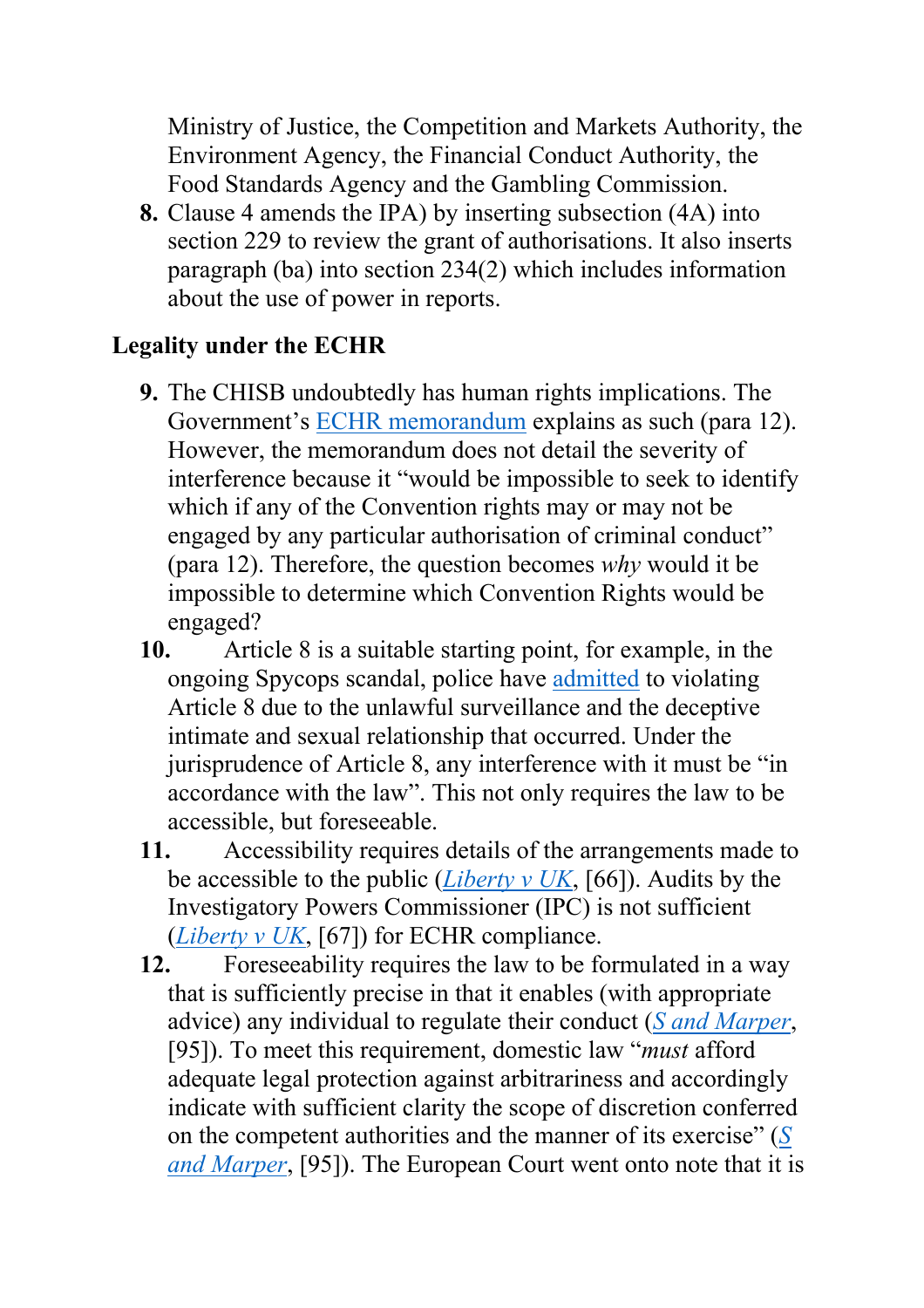Ministry of Justice, the Competition and Markets Authority, the Environment Agency, the Financial Conduct Authority, the Food Standards Agency and the Gambling Commission.

8. Clause 4 amends the IPA) by inserting subsection (4A) into section 229 to review the grant of authorisations. It also inserts paragraph (ba) into section 234(2) which includes information about the use of power in reports.

## Legality under the ECHR

9. The CHISB undoubtedly has human rights implications. The Government's ECHR memorandum explains as such (para 12). However, the memorandum does not detail the severity of interference because it "would be impossible to seek to identify which if any of the Convention rights may or may not be engaged by any particular authorisation of criminal conduct" (para 12). Therefore, the question becomes *why* would it be impossible to determine which Convention Rights would be engaged?

10. Article 8 is a suitable starting point, for example, in the ongoing Spycops scandal, police have admitted to violating Article 8 due to the unlawful surveillance and the deceptive intimate and sexual relationship that occurred. Under the jurisprudence of Article 8, any interference with it must be "in accordance with the law". This not only requires the law to be accessible, but foreseeable.

11. Accessibility requires details of the arrangements made to be accessible to the public (*Liberty v UK*, [66]). Audits by the Investigatory Powers Commissioner (IPC) is not sufficient (*Liberty v UK*, [67]) for ECHR compliance.

12. Foreseeability requires the law to be formulated in a way that is sufficiently precise in that it enables (with appropriate advice) any individual to regulate their conduct (*S and Marper*, [95]). To meet this requirement, domestic law "*must* afford adequate legal protection against arbitrariness and accordingly indicate with sufficient clarity the scope of discretion conferred on the competent authorities and the manner of its exercise" (*S and Marper*, [95]). The European Court went onto note that it is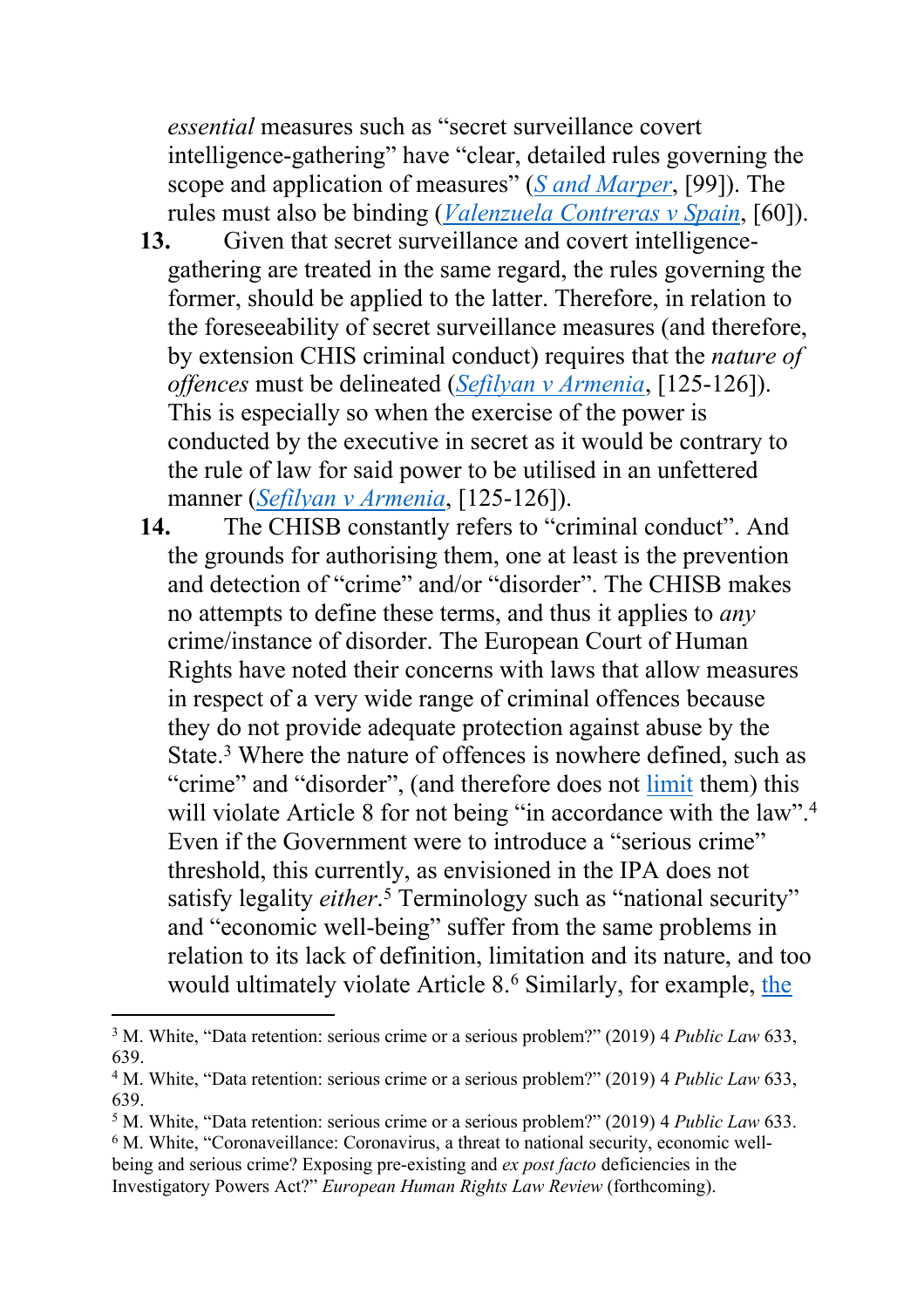*essential* measures such as "secret surveillance covert intelligence-gathering" have "clear, detailed rules governing the scope and application of measures" (*S and Marper*, [99]). The rules must also be binding (*Valenzuela Contreras v Spain*, [60]).

**13.** Given that secret surveillance and covert intelligence-gathering are treated in the same regard, the rules governing the former, should be applied to the latter. Therefore, in relation to the foreseeability of secret surveillance measures (and therefore, by extension CHIS criminal conduct) requires that the *nature of offences* must be delineated (*Sefilyan v Armenia*, [125-126]). This is especially so when the exercise of the power is conducted by the executive in secret as it would be contrary to the rule of law for said power to be utilised in an unfettered manner (*Sefilyan v Armenia*, [125-126]).

**14.** The CHISB constantly refers to "criminal conduct". And the grounds for authorising them, one at least is the prevention and detection of "crime" and/or "disorder". The CHISB makes no attempts to define these terms, and thus it applies to *any* crime/instance of disorder. The European Court of Human Rights have noted their concerns with laws that allow measures in respect of a very wide range of criminal offences because they do not provide adequate protection against abuse by the State.[3] Where the nature of offences is nowhere defined, such as "crime" and "disorder", (and therefore does not limit them) this will violate Article 8 for not being "in accordance with the law".[4] Even if the Government were to introduce a "serious crime" threshold, this currently, as envisioned in the IPA does not satisfy legality *either*.[5] Terminology such as "national security" and "economic well-being" suffer from the same problems in relation to its lack of definition, limitation and its nature, and too would ultimately violate Article 8.[6] Similarly, for example, the

---

[3] M. White, "Data retention: serious crime or a serious problem?" (2019) 4 *Public Law* 633, 639.

[4] M. White, "Data retention: serious crime or a serious problem?" (2019) 4 *Public Law* 633, 639.

[5] M. White, "Data retention: serious crime or a serious problem?" (2019) 4 *Public Law* 633.

[6] M. White, "Coronaveillance: Coronavirus, a threat to national security, economic well-being and serious crime? Exposing pre-existing and *ex post facto* deficiencies in the Investigatory Powers Act?" *European Human Rights Law Review* (forthcoming).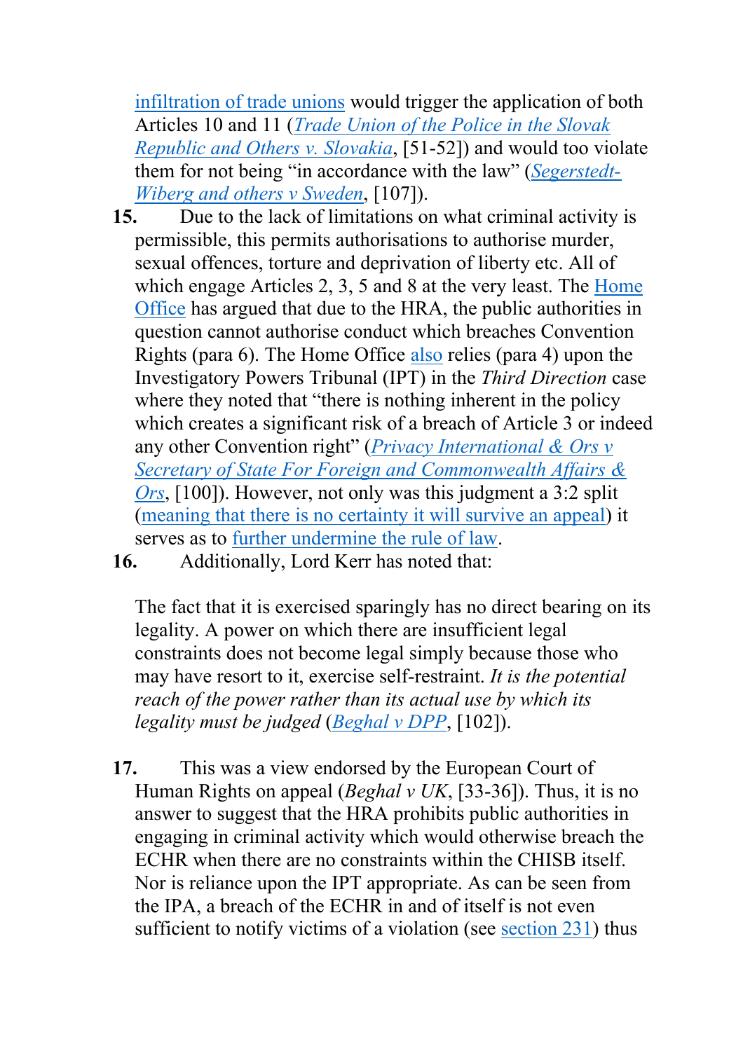infiltration of trade unions would trigger the application of both Articles 10 and 11 (*Trade Union of the Police in the Slovak Republic and Others v. Slovakia*, [51-52]) and would too violate them for not being "in accordance with the law" (*Segerstedt-Wiberg and others v Sweden*, [107]).

**15.** Due to the lack of limitations on what criminal activity is permissible, this permits authorisations to authorise murder, sexual offences, torture and deprivation of liberty etc. All of which engage Articles 2, 3, 5 and 8 at the very least. The Home Office has argued that due to the HRA, the public authorities in question cannot authorise conduct which breaches Convention Rights (para 6). The Home Office also relies (para 4) upon the Investigatory Powers Tribunal (IPT) in the *Third Direction* case where they noted that "there is nothing inherent in the policy which creates a significant risk of a breach of Article 3 or indeed any other Convention right" (*Privacy International & Ors v Secretary of State For Foreign and Commonwealth Affairs & Ors*, [100]). However, not only was this judgment a 3:2 split (meaning that there is no certainty it will survive an appeal) it serves as to further undermine the rule of law.

**16.** Additionally, Lord Kerr has noted that:

> The fact that it is exercised sparingly has no direct bearing on its legality. A power on which there are insufficient legal constraints does not become legal simply because those who may have resort to it, exercise self-restraint. *It is the potential reach of the power rather than its actual use by which its legality must be judged* (*Beghal v DPP*, [102]).

**17.** This was a view endorsed by the European Court of Human Rights on appeal (*Beghal v UK*, [33-36]). Thus, it is no answer to suggest that the HRA prohibits public authorities in engaging in criminal activity which would otherwise breach the ECHR when there are no constraints within the CHISB itself. Nor is reliance upon the IPT appropriate. As can be seen from the IPA, a breach of the ECHR in and of itself is not even sufficient to notify victims of a violation (see section 231) thus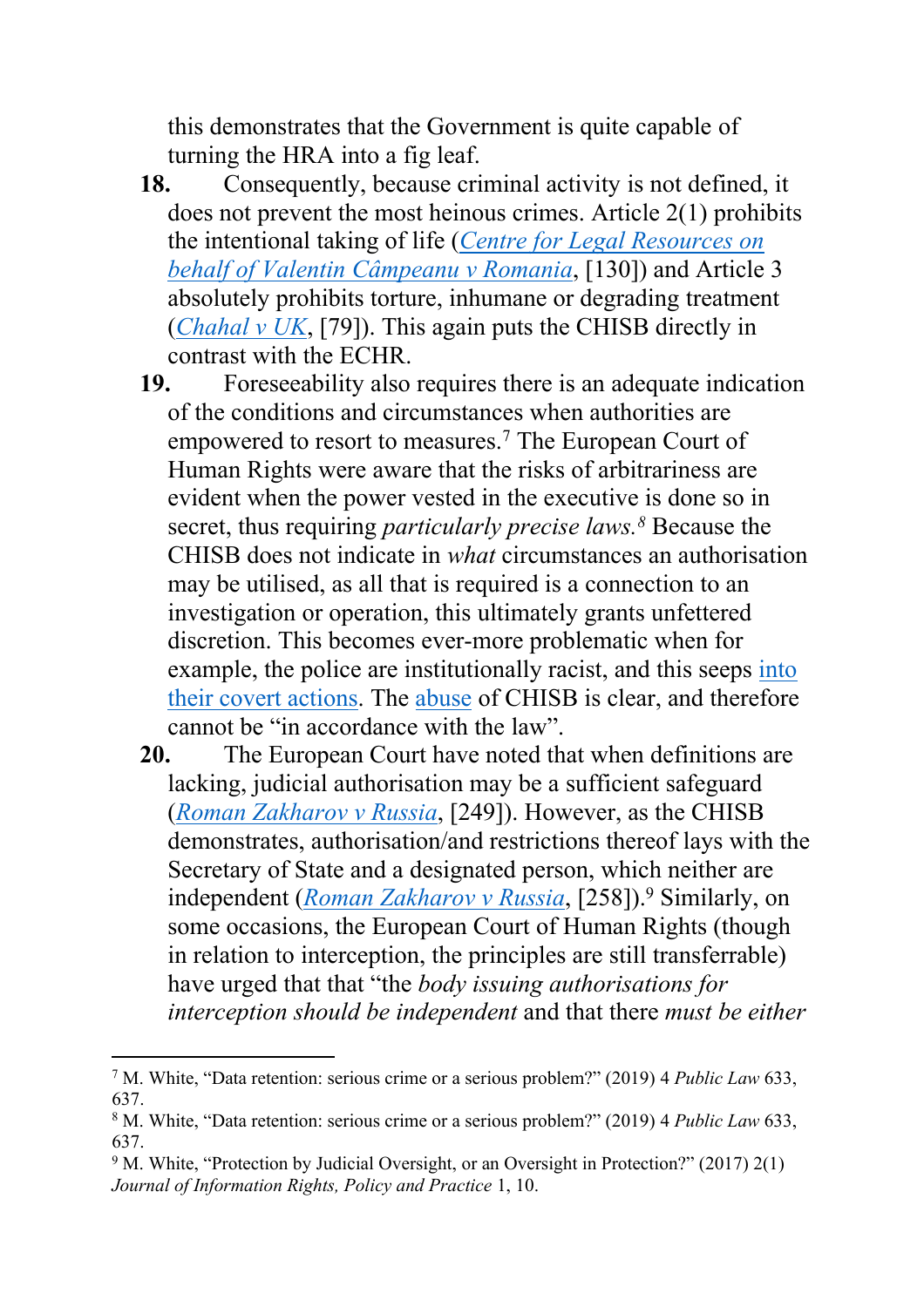this demonstrates that the Government is quite capable of turning the HRA into a fig leaf.

**18.** Consequently, because criminal activity is not defined, it does not prevent the most heinous crimes. Article 2(1) prohibits the intentional taking of life (*Centre for Legal Resources on behalf of Valentin Câmpeanu v Romania*, [130]) and Article 3 absolutely prohibits torture, inhumane or degrading treatment (*Chahal v UK*, [79]). This again puts the CHISB directly in contrast with the ECHR.

**19.** Foreseeability also requires there is an adequate indication of the conditions and circumstances when authorities are empowered to resort to measures.[7] The European Court of Human Rights were aware that the risks of arbitrariness are evident when the power vested in the executive is done so in secret, thus requiring *particularly precise laws.[8]* Because the CHISB does not indicate in *what* circumstances an authorisation may be utilised, as all that is required is a connection to an investigation or operation, this ultimately grants unfettered discretion. This becomes ever-more problematic when for example, the police are institutionally racist, and this seeps into their covert actions. The abuse of CHISB is clear, and therefore cannot be "in accordance with the law".

**20.** The European Court have noted that when definitions are lacking, judicial authorisation may be a sufficient safeguard (*Roman Zakharov v Russia*, [249]). However, as the CHISB demonstrates, authorisation/and restrictions thereof lays with the Secretary of State and a designated person, which neither are independent (*Roman Zakharov v Russia*, [258]).[9] Similarly, on some occasions, the European Court of Human Rights (though in relation to interception, the principles are still transferrable) have urged that that "the *body issuing authorisations for interception should be independent* and that there *must be either*

---

[7] M. White, "Data retention: serious crime or a serious problem?" (2019) 4 *Public Law* 633, 637.

[8] M. White, "Data retention: serious crime or a serious problem?" (2019) 4 *Public Law* 633, 637.

[9] M. White, "Protection by Judicial Oversight, or an Oversight in Protection?" (2017) 2(1) *Journal of Information Rights, Policy and Practice* 1, 10.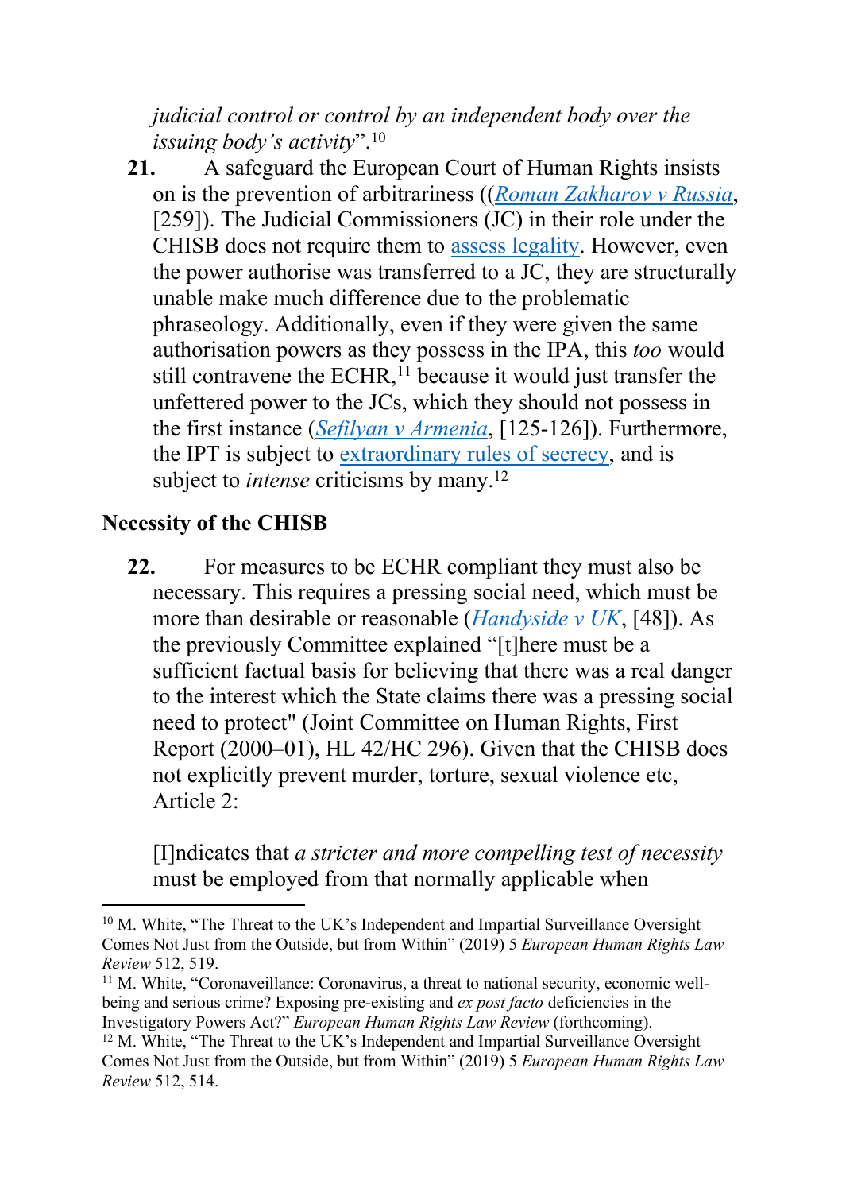*judicial control or control by an independent body over the issuing body's activity*".[10]

**21.** A safeguard the European Court of Human Rights insists on is the prevention of arbitrariness ((*Roman Zakharov v Russia*, [259]). The Judicial Commissioners (JC) in their role under the CHISB does not require them to assess legality. However, even the power authorise was transferred to a JC, they are structurally unable make much difference due to the problematic phraseology. Additionally, even if they were given the same authorisation powers as they possess in the IPA, this *too* would still contravene the ECHR,[11] because it would just transfer the unfettered power to the JCs, which they should not possess in the first instance (*Sefilyan v Armenia*, [125-126]). Furthermore, the IPT is subject to extraordinary rules of secrecy, and is subject to *intense* criticisms by many.[12]

## Necessity of the CHISB

**22.** For measures to be ECHR compliant they must also be necessary. This requires a pressing social need, which must be more than desirable or reasonable (*Handyside v UK*, [48]). As the previously Committee explained "[t]here must be a sufficient factual basis for believing that there was a real danger to the interest which the State claims there was a pressing social need to protect" (Joint Committee on Human Rights, First Report (2000–01), HL 42/HC 296). Given that the CHISB does not explicitly prevent murder, torture, sexual violence etc, Article 2:

> [I]ndicates that *a stricter and more compelling test of necessity* must be employed from that normally applicable when

---

[10] M. White, "The Threat to the UK's Independent and Impartial Surveillance Oversight Comes Not Just from the Outside, but from Within" (2019) 5 *European Human Rights Law Review* 512, 519.

[11] M. White, "Coronaveillance: Coronavirus, a threat to national security, economic well-being and serious crime? Exposing pre-existing and *ex post facto* deficiencies in the Investigatory Powers Act?" *European Human Rights Law Review* (forthcoming).

[12] M. White, "The Threat to the UK's Independent and Impartial Surveillance Oversight Comes Not Just from the Outside, but from Within" (2019) 5 *European Human Rights Law Review* 512, 514.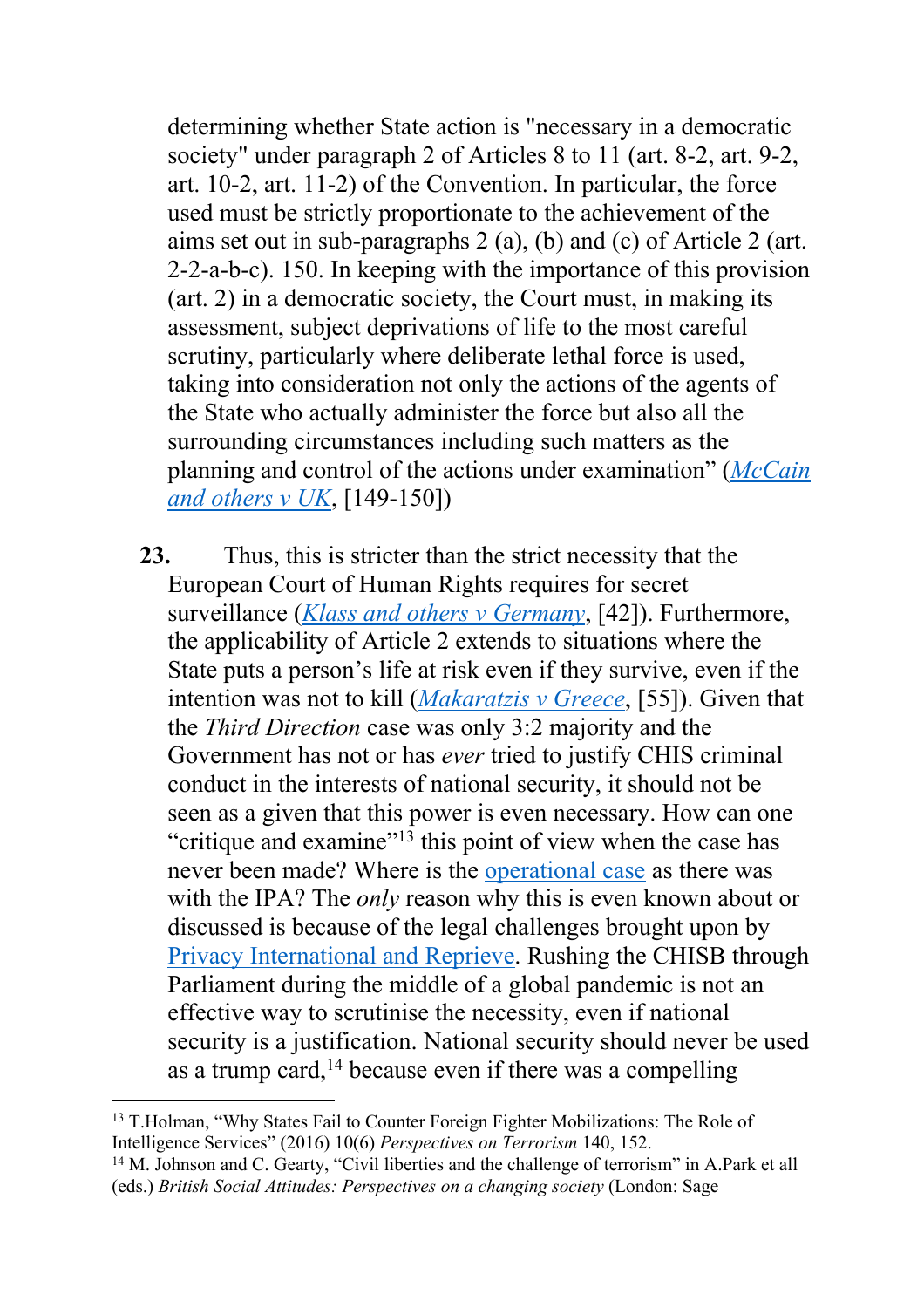determining whether State action is "necessary in a democratic society" under paragraph 2 of Articles 8 to 11 (art. 8-2, art. 9-2, art. 10-2, art. 11-2) of the Convention. In particular, the force used must be strictly proportionate to the achievement of the aims set out in sub-paragraphs 2 (a), (b) and (c) of Article 2 (art. 2-2-a-b-c). 150. In keeping with the importance of this provision (art. 2) in a democratic society, the Court must, in making its assessment, subject deprivations of life to the most careful scrutiny, particularly where deliberate lethal force is used, taking into consideration not only the actions of the agents of the State who actually administer the force but also all the surrounding circumstances including such matters as the planning and control of the actions under examination" (*McCain and others v UK*, [149-150])

**23.** Thus, this is stricter than the strict necessity that the European Court of Human Rights requires for secret surveillance (*Klass and others v Germany*, [42]). Furthermore, the applicability of Article 2 extends to situations where the State puts a person's life at risk even if they survive, even if the intention was not to kill (*Makaratzis v Greece*, [55]). Given that the *Third Direction* case was only 3:2 majority and the Government has not or has *ever* tried to justify CHIS criminal conduct in the interests of national security, it should not be seen as a given that this power is even necessary. How can one "critique and examine"[13] this point of view when the case has never been made? Where is the operational case as there was with the IPA? The *only* reason why this is even known about or discussed is because of the legal challenges brought upon by Privacy International and Reprieve. Rushing the CHISB through Parliament during the middle of a global pandemic is not an effective way to scrutinise the necessity, even if national security is a justification. National security should never be used as a trump card,[14] because even if there was a compelling

---

[13] T.Holman, "Why States Fail to Counter Foreign Fighter Mobilizations: The Role of Intelligence Services" (2016) 10(6) *Perspectives on Terrorism* 140, 152.

[14] M. Johnson and C. Gearty, "Civil liberties and the challenge of terrorism" in A.Park et all (eds.) *British Social Attitudes: Perspectives on a changing society* (London: Sage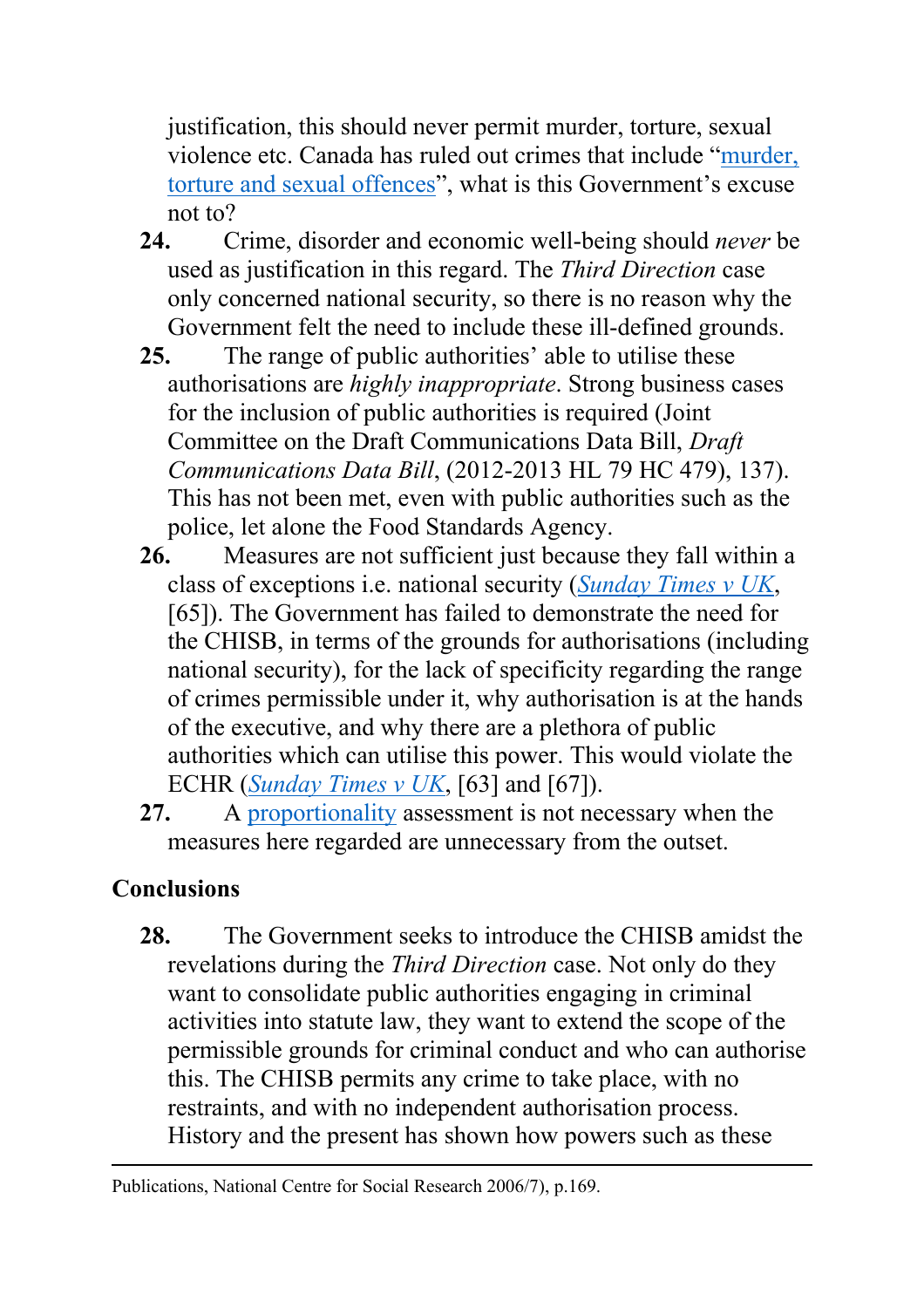justification, this should never permit murder, torture, sexual violence etc. Canada has ruled out crimes that include "murder, torture and sexual offences", what is this Government's excuse not to?

**24.** Crime, disorder and economic well-being should *never* be used as justification in this regard. The *Third Direction* case only concerned national security, so there is no reason why the Government felt the need to include these ill-defined grounds.

**25.** The range of public authorities' able to utilise these authorisations are *highly inappropriate*. Strong business cases for the inclusion of public authorities is required (Joint Committee on the Draft Communications Data Bill, *Draft Communications Data Bill*, (2012-2013 HL 79 HC 479), 137). This has not been met, even with public authorities such as the police, let alone the Food Standards Agency.

**26.** Measures are not sufficient just because they fall within a class of exceptions i.e. national security (*Sunday Times v UK*, [65]). The Government has failed to demonstrate the need for the CHISB, in terms of the grounds for authorisations (including national security), for the lack of specificity regarding the range of crimes permissible under it, why authorisation is at the hands of the executive, and why there are a plethora of public authorities which can utilise this power. This would violate the ECHR (*Sunday Times v UK*, [63] and [67]).

**27.** A proportionality assessment is not necessary when the measures here regarded are unnecessary from the outset.

## Conclusions

**28.** The Government seeks to introduce the CHISB amidst the revelations during the *Third Direction* case. Not only do they want to consolidate public authorities engaging in criminal activities into statute law, they want to extend the scope of the permissible grounds for criminal conduct and who can authorise this. The CHISB permits any crime to take place, with no restraints, and with no independent authorisation process. History and the present has shown how powers such as these

---

Publications, National Centre for Social Research 2006/7), p.169.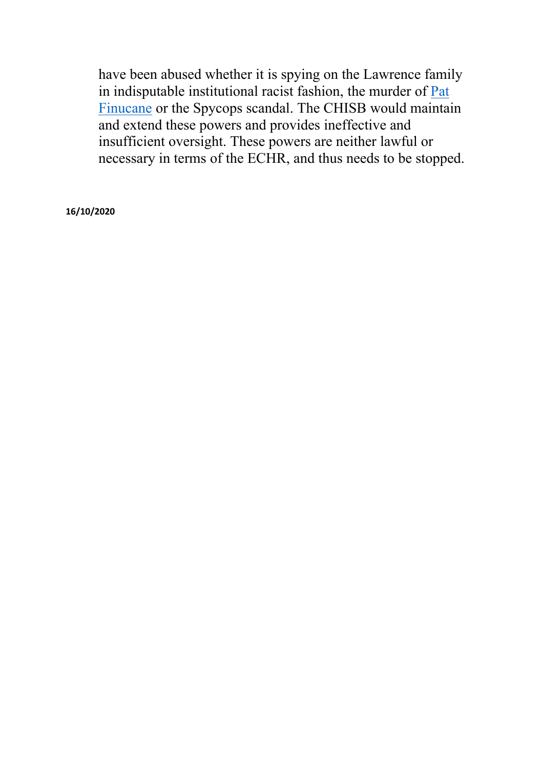have been abused whether it is spying on the Lawrence family in indisputable institutional racist fashion, the murder of Pat Finucane or the Spycops scandal. The CHISB would maintain and extend these powers and provides ineffective and insufficient oversight. These powers are neither lawful or necessary in terms of the ECHR, and thus needs to be stopped.

**16/10/2020**